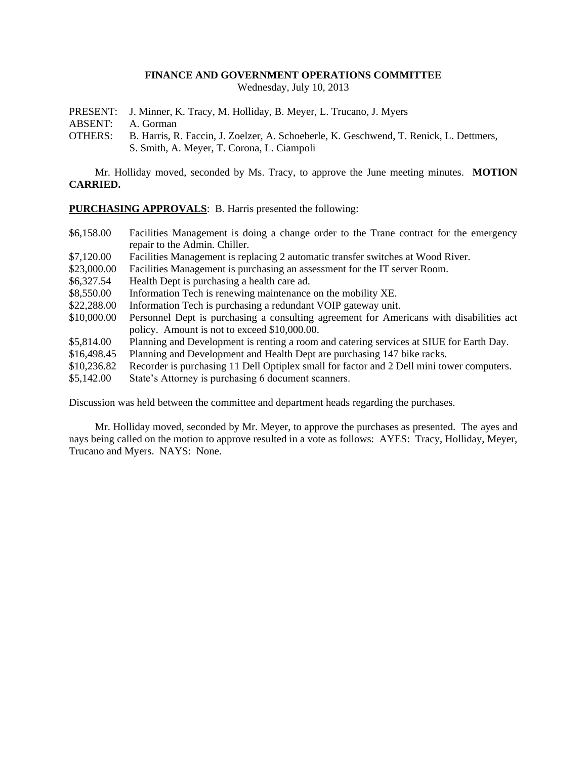**FINANCE AND GOVERNMENT OPERATIONS COMMITTEE**
Wednesday, July 10, 2013

PRESENT: J. Minner, K. Tracy, M. Holliday, B. Meyer, L. Trucano, J. Myers
ABSENT: A. Gorman
OTHERS: B. Harris, R. Faccin, J. Zoelzer, A. Schoeberle, K. Geschwend, T. Renick, L. Dettmers, S. Smith, A. Meyer, T. Corona, L. Ciampoli

Mr. Holliday moved, seconded by Ms. Tracy, to approve the June meeting minutes. **MOTION CARRIED.**

**PURCHASING APPROVALS**: B. Harris presented the following:

| | |
|---|---|
| $6,158.00 | Facilities Management is doing a change order to the Trane contract for the emergency repair to the Admin. Chiller. |
| $7,120.00 | Facilities Management is replacing 2 automatic transfer switches at Wood River. |
| $23,000.00 | Facilities Management is purchasing an assessment for the IT server Room. |
| $6,327.54 | Health Dept is purchasing a health care ad. |
| $8,550.00 | Information Tech is renewing maintenance on the mobility XE. |
| $22,288.00 | Information Tech is purchasing a redundant VOIP gateway unit. |
| $10,000.00 | Personnel Dept is purchasing a consulting agreement for Americans with disabilities act policy. Amount is not to exceed $10,000.00. |
| $5,814.00 | Planning and Development is renting a room and catering services at SIUE for Earth Day. |
| $16,498.45 | Planning and Development and Health Dept are purchasing 147 bike racks. |
| $10,236.82 | Recorder is purchasing 11 Dell Optiplex small for factor and 2 Dell mini tower computers. |
| $5,142.00 | State's Attorney is purchasing 6 document scanners. |

Discussion was held between the committee and department heads regarding the purchases.

Mr. Holliday moved, seconded by Mr. Meyer, to approve the purchases as presented. The ayes and nays being called on the motion to approve resulted in a vote as follows: AYES: Tracy, Holliday, Meyer, Trucano and Myers. NAYS: None.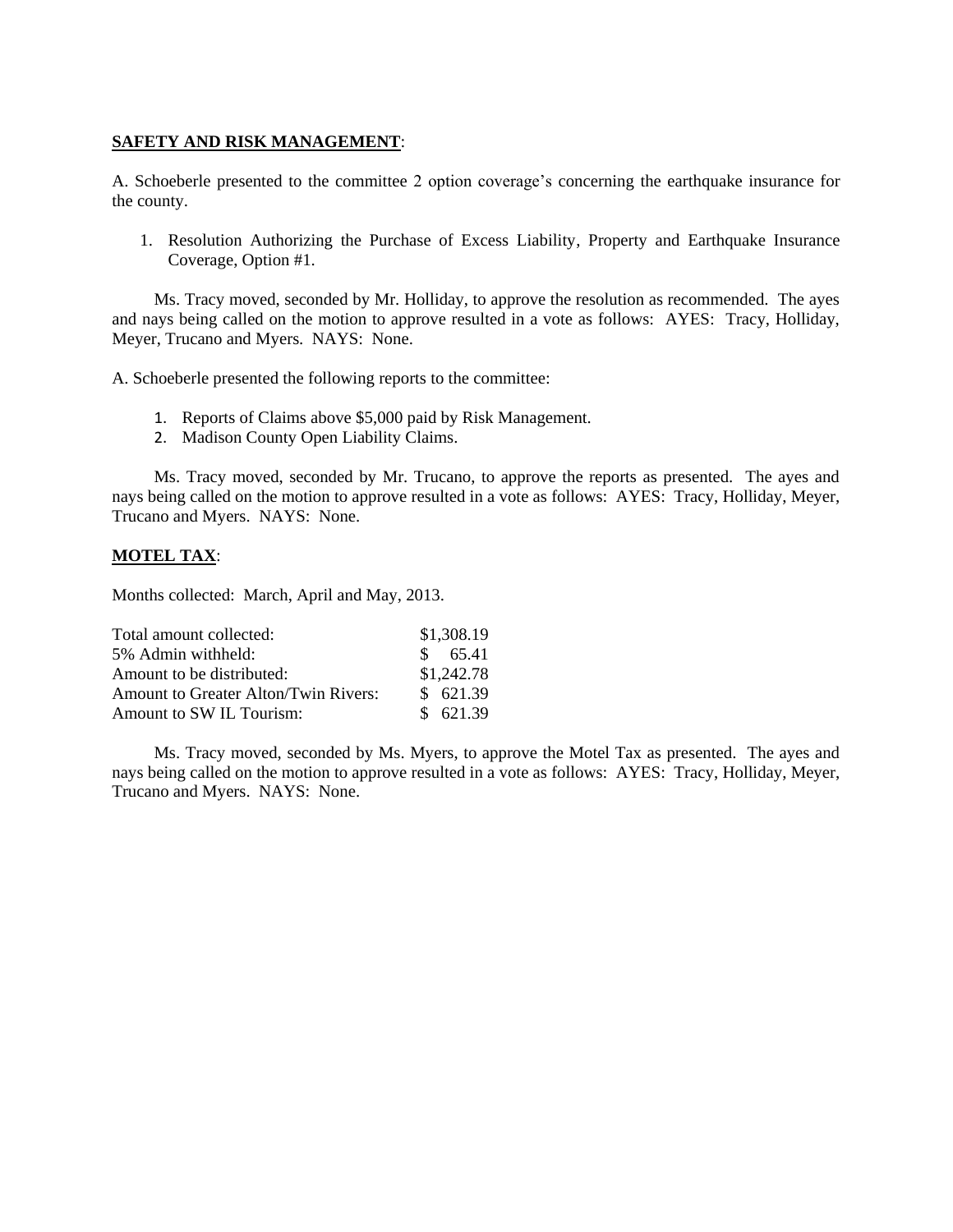**SAFETY AND RISK MANAGEMENT**:

A. Schoeberle presented to the committee 2 option coverage's concerning the earthquake insurance for the county.

1. Resolution Authorizing the Purchase of Excess Liability, Property and Earthquake Insurance Coverage, Option #1.

Ms. Tracy moved, seconded by Mr. Holliday, to approve the resolution as recommended. The ayes and nays being called on the motion to approve resulted in a vote as follows: AYES: Tracy, Holliday, Meyer, Trucano and Myers. NAYS: None.

A. Schoeberle presented the following reports to the committee:

1. Reports of Claims above $5,000 paid by Risk Management.
2. Madison County Open Liability Claims.

Ms. Tracy moved, seconded by Mr. Trucano, to approve the reports as presented. The ayes and nays being called on the motion to approve resulted in a vote as follows: AYES: Tracy, Holliday, Meyer, Trucano and Myers. NAYS: None.

**MOTEL TAX**:

Months collected: March, April and May, 2013.

| | |
|---|---|
| Total amount collected: | $1,308.19 |
| 5% Admin withheld: | $ 65.41 |
| Amount to be distributed: | $1,242.78 |
| Amount to Greater Alton/Twin Rivers: | $ 621.39 |
| Amount to SW IL Tourism: | $ 621.39 |

Ms. Tracy moved, seconded by Ms. Myers, to approve the Motel Tax as presented. The ayes and nays being called on the motion to approve resulted in a vote as follows: AYES: Tracy, Holliday, Meyer, Trucano and Myers. NAYS: None.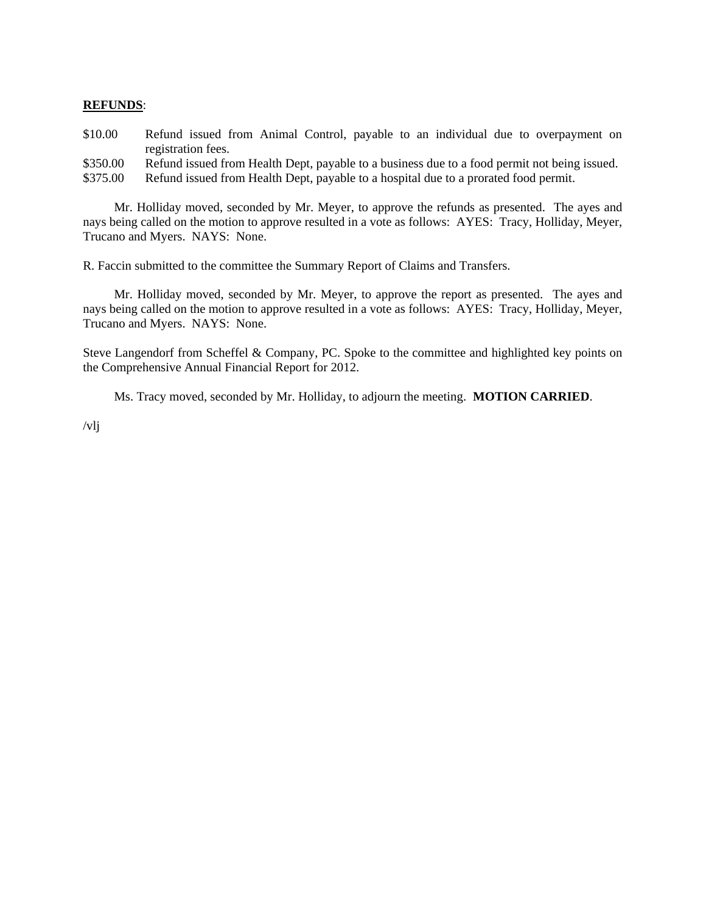**<u>REFUNDS</u>**:

$10.00 Refund issued from Animal Control, payable to an individual due to overpayment on registration fees.

$350.00 Refund issued from Health Dept, payable to a business due to a food permit not being issued.

$375.00 Refund issued from Health Dept, payable to a hospital due to a prorated food permit.

Mr. Holliday moved, seconded by Mr. Meyer, to approve the refunds as presented. The ayes and nays being called on the motion to approve resulted in a vote as follows: AYES: Tracy, Holliday, Meyer, Trucano and Myers. NAYS: None.

R. Faccin submitted to the committee the Summary Report of Claims and Transfers.

Mr. Holliday moved, seconded by Mr. Meyer, to approve the report as presented. The ayes and nays being called on the motion to approve resulted in a vote as follows: AYES: Tracy, Holliday, Meyer, Trucano and Myers. NAYS: None.

Steve Langendorf from Scheffel & Company, PC. Spoke to the committee and highlighted key points on the Comprehensive Annual Financial Report for 2012.

Ms. Tracy moved, seconded by Mr. Holliday, to adjourn the meeting. **MOTION CARRIED**.

/vlj